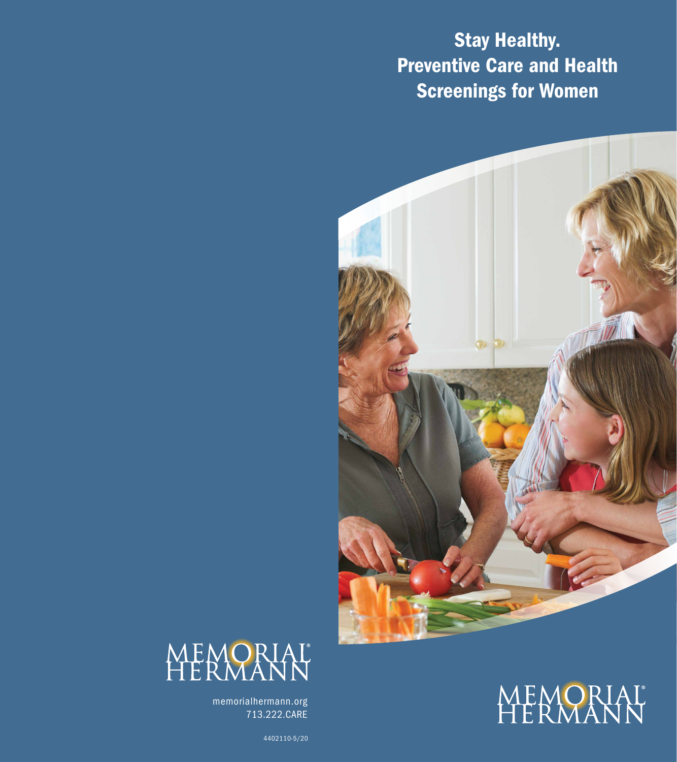# Stay Healthy. Preventive Care and Health Screenings for Women

MEMORIAL HERMANN

memorialhermann.org
713.222.CARE

4402110-5/20

MEMORIAL HERMANN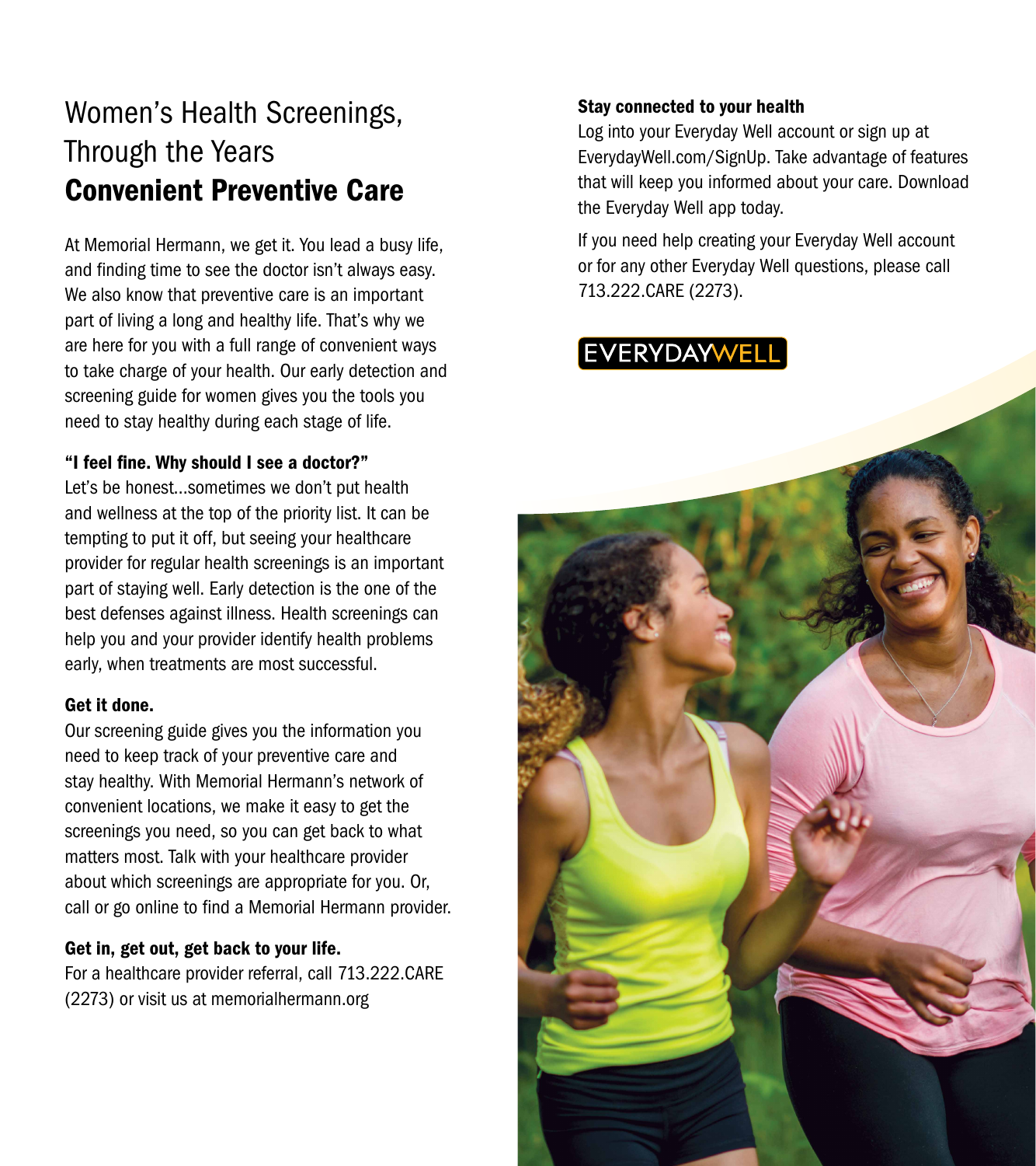# Women's Health Screenings, Through the Years

## Convenient Preventive Care

At Memorial Hermann, we get it. You lead a busy life, and finding time to see the doctor isn't always easy. We also know that preventive care is an important part of living a long and healthy life. That's why we are here for you with a full range of convenient ways to take charge of your health. Our early detection and screening guide for women gives you the tools you need to stay healthy during each stage of life.

### "I feel fine. Why should I see a doctor?"

Let's be honest...sometimes we don't put health and wellness at the top of the priority list. It can be tempting to put it off, but seeing your healthcare provider for regular health screenings is an important part of staying well. Early detection is the one of the best defenses against illness. Health screenings can help you and your provider identify health problems early, when treatments are most successful.

### Get it done.

Our screening guide gives you the information you need to keep track of your preventive care and stay healthy. With Memorial Hermann's network of convenient locations, we make it easy to get the screenings you need, so you can get back to what matters most. Talk with your healthcare provider about which screenings are appropriate for you. Or, call or go online to find a Memorial Hermann provider.

### Get in, get out, get back to your life.

For a healthcare provider referral, call 713.222.CARE (2273) or visit us at memorialhermann.org

### Stay connected to your health

Log into your Everyday Well account or sign up at EverydayWell.com/SignUp. Take advantage of features that will keep you informed about your care. Download the Everyday Well app today.

If you need help creating your Everyday Well account or for any other Everyday Well questions, please call 713.222.CARE (2273).

EVERYDAYWELL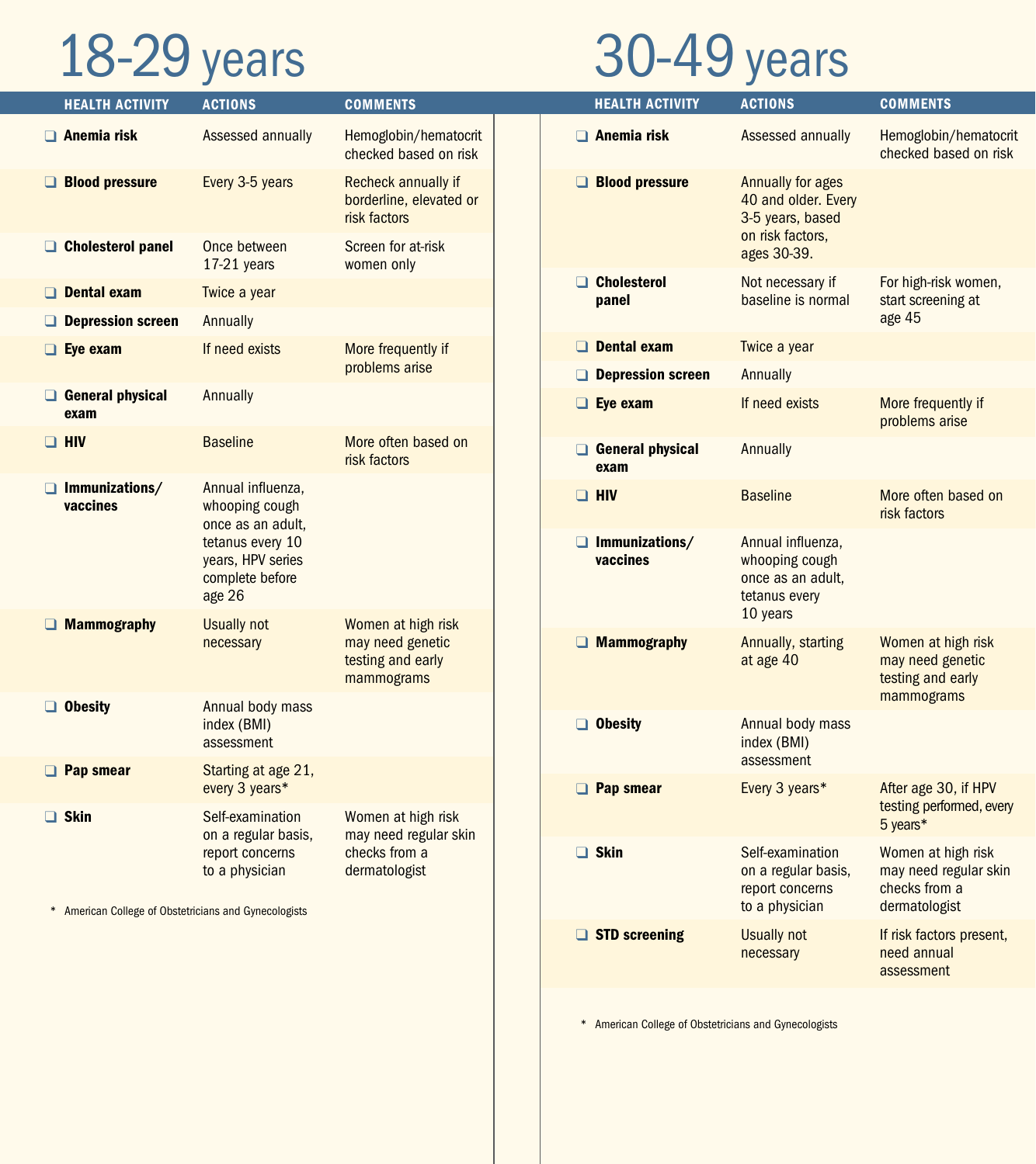# 18-29 years

| HEALTH ACTIVITY | ACTIONS | COMMENTS |
| --- | --- | --- |
| ❑ **Anemia risk** | Assessed annually | Hemoglobin/hematocrit checked based on risk |
| ❑ **Blood pressure** | Every 3-5 years | Recheck annually if borderline, elevated or risk factors |
| ❑ **Cholesterol panel** | Once between 17-21 years | Screen for at-risk women only |
| ❑ **Dental exam** | Twice a year | |
| ❑ **Depression screen** | Annually | |
| ❑ **Eye exam** | If need exists | More frequently if problems arise |
| ❑ **General physical exam** | Annually | |
| ❑ **HIV** | Baseline | More often based on risk factors |
| ❑ **Immunizations/ vaccines** | Annual influenza, whooping cough once as an adult, tetanus every 10 years, HPV series complete before age 26 | |
| ❑ **Mammography** | Usually not necessary | Women at high risk may need genetic testing and early mammograms |
| ❑ **Obesity** | Annual body mass index (BMI) assessment | |
| ❑ **Pap smear** | Starting at age 21, every 3 years* | |
| ❑ **Skin** | Self-examination on a regular basis, report concerns to a physician | Women at high risk may need regular skin checks from a dermatologist |

\* American College of Obstetricians and Gynecologists

# 30-49 years

| HEALTH ACTIVITY | ACTIONS | COMMENTS |
| --- | --- | --- |
| ❑ **Anemia risk** | Assessed annually | Hemoglobin/hematocrit checked based on risk |
| ❑ **Blood pressure** | Annually for ages 40 and older. Every 3-5 years, based on risk factors, ages 30-39. | |
| ❑ **Cholesterol panel** | Not necessary if baseline is normal | For high-risk women, start screening at age 45 |
| ❑ **Dental exam** | Twice a year | |
| ❑ **Depression screen** | Annually | |
| ❑ **Eye exam** | If need exists | More frequently if problems arise |
| ❑ **General physical exam** | Annually | |
| ❑ **HIV** | Baseline | More often based on risk factors |
| ❑ **Immunizations/ vaccines** | Annual influenza, whooping cough once as an adult, tetanus every 10 years | |
| ❑ **Mammography** | Annually, starting at age 40 | Women at high risk may need genetic testing and early mammograms |
| ❑ **Obesity** | Annual body mass index (BMI) assessment | |
| ❑ **Pap smear** | Every 3 years* | After age 30, if HPV testing performed, every 5 years* |
| ❑ **Skin** | Self-examination on a regular basis, report concerns to a physician | Women at high risk may need regular skin checks from a dermatologist |
| ❑ **STD screening** | Usually not necessary | If risk factors present, need annual assessment |

\* American College of Obstetricians and Gynecologists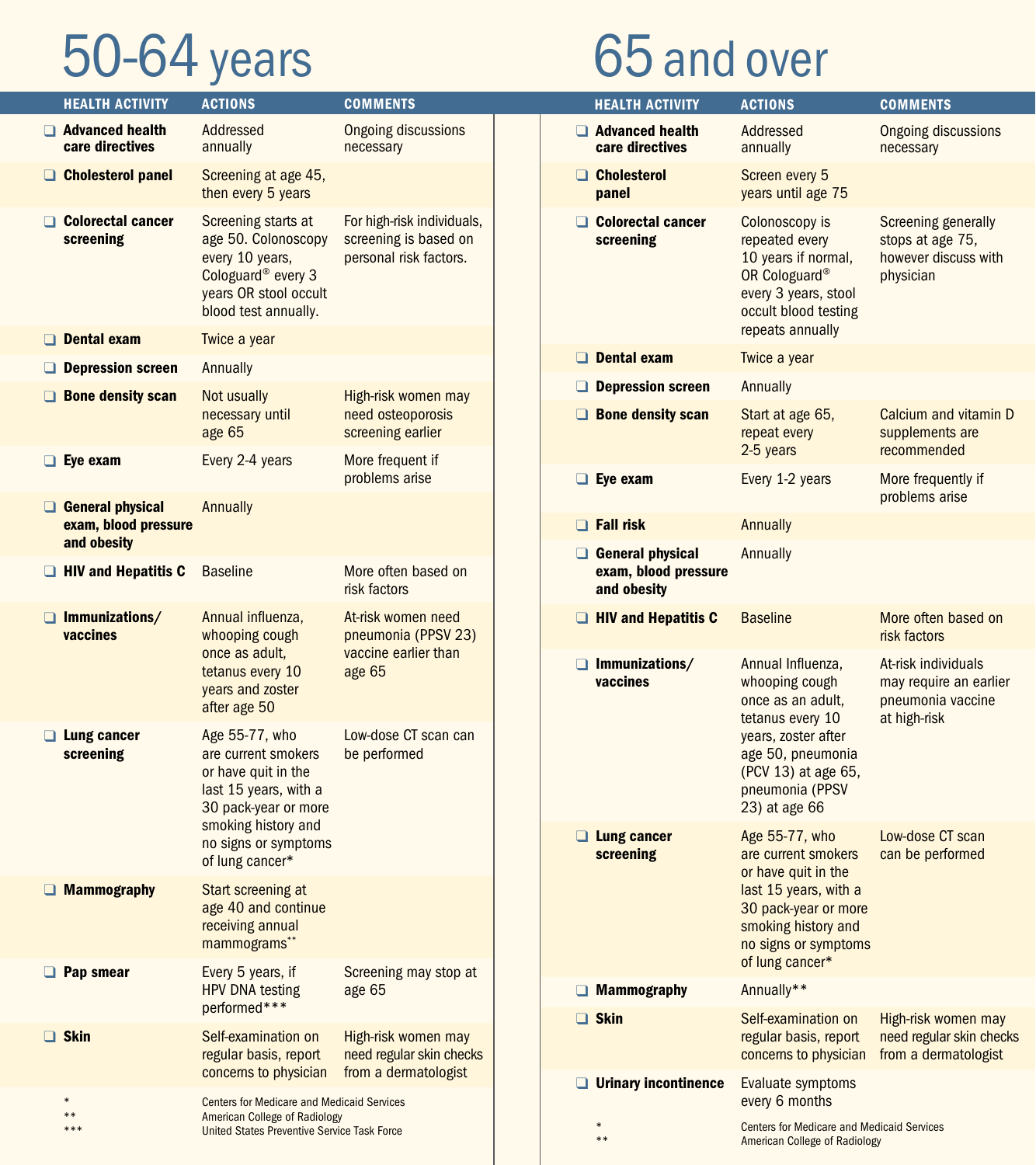# 50-64 years

| HEALTH ACTIVITY | ACTIONS | COMMENTS |
|---|---|---|
| ❑ **Advanced health care directives** | Addressed annually | Ongoing discussions necessary |
| ❑ **Cholesterol panel** | Screening at age 45, then every 5 years | |
| ❑ **Colorectal cancer screening** | Screening starts at age 50. Colonoscopy every 10 years, Cologuard® every 3 years OR stool occult blood test annually. | For high-risk individuals, screening is based on personal risk factors. |
| ❑ **Dental exam** | Twice a year | |
| ❑ **Depression screen** | Annually | |
| ❑ **Bone density scan** | Not usually necessary until age 65 | High-risk women may need osteoporosis screening earlier |
| ❑ **Eye exam** | Every 2-4 years | More frequent if problems arise |
| ❑ **General physical exam, blood pressure and obesity** | Annually | |
| ❑ **HIV and Hepatitis C** | Baseline | More often based on risk factors |
| ❑ **Immunizations/ vaccines** | Annual influenza, whooping cough once as adult, tetanus every 10 years and zoster after age 50 | At-risk women need pneumonia (PPSV 23) vaccine earlier than age 65 |
| ❑ **Lung cancer screening** | Age 55-77, who are current smokers or have quit in the last 15 years, with a 30 pack-year or more smoking history and no signs or symptoms of lung cancer* | Low-dose CT scan can be performed |
| ❑ **Mammography** | Start screening at age 40 and continue receiving annual mammograms** | |
| ❑ **Pap smear** | Every 5 years, if HPV DNA testing performed*** | Screening may stop at age 65 |
| ❑ **Skin** | Self-examination on regular basis, report concerns to physician | High-risk women may need regular skin checks from a dermatologist |

\* Centers for Medicare and Medicaid Services
\*\* American College of Radiology
\*\*\* United States Preventive Service Task Force

# 65 and over

| HEALTH ACTIVITY | ACTIONS | COMMENTS |
|---|---|---|
| ❑ **Advanced health care directives** | Addressed annually | Ongoing discussions necessary |
| ❑ **Cholesterol panel** | Screen every 5 years until age 75 | |
| ❑ **Colorectal cancer screening** | Colonoscopy is repeated every 10 years if normal, OR Cologuard® every 3 years, stool occult blood testing repeats annually | Screening generally stops at age 75, however discuss with physician |
| ❑ **Dental exam** | Twice a year | |
| ❑ **Depression screen** | Annually | |
| ❑ **Bone density scan** | Start at age 65, repeat every 2-5 years | Calcium and vitamin D supplements are recommended |
| ❑ **Eye exam** | Every 1-2 years | More frequently if problems arise |
| ❑ **Fall risk** | Annually | |
| ❑ **General physical exam, blood pressure and obesity** | Annually | |
| ❑ **HIV and Hepatitis C** | Baseline | More often based on risk factors |
| ❑ **Immunizations/ vaccines** | Annual Influenza, whooping cough once as an adult, tetanus every 10 years, zoster after age 50, pneumonia (PCV 13) at age 65, pneumonia (PPSV 23) at age 66 | At-risk individuals may require an earlier pneumonia vaccine at high-risk |
| ❑ **Lung cancer screening** | Age 55-77, who are current smokers or have quit in the last 15 years, with a 30 pack-year or more smoking history and no signs or symptoms of lung cancer* | Low-dose CT scan can be performed |
| ❑ **Mammography** | Annually** | |
| ❑ **Skin** | Self-examination on regular basis, report concerns to physician | High-risk women may need regular skin checks from a dermatologist |
| ❑ **Urinary incontinence** | Evaluate symptoms every 6 months | |

\* Centers for Medicare and Medicaid Services
\*\* American College of Radiology